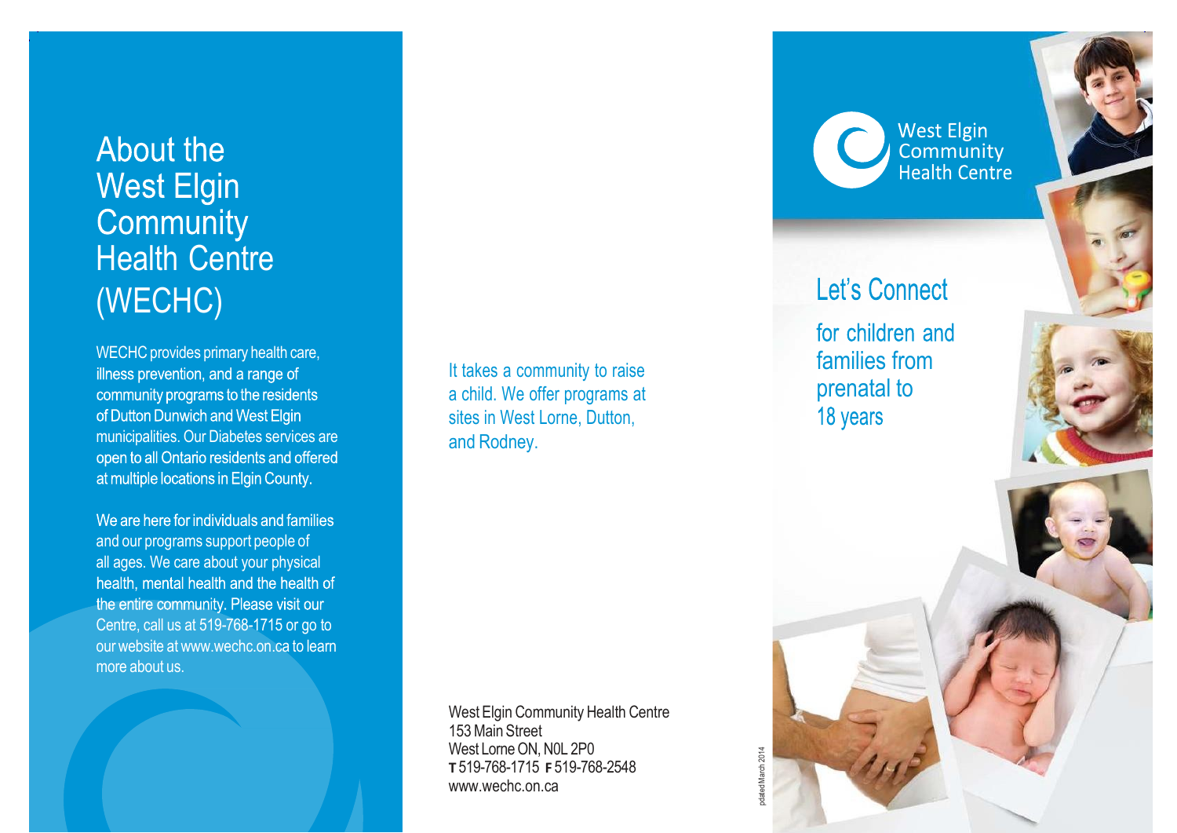# About the West Elgin Community Health Centre (WECHC)

WECHC provides primary health care, illness prevention, and a range of community programs to the residents of Dutton Dunwich and West Elgin municipalities. Our Diabetes services are open to all Ontario residents and offered at multiple locations in Elgin County.

We are here for individuals and families and our programs support people of all ages. We care about your physical health, mental health and the health of the entire community. Please visit our Centre, call us at 519-768-1715 or go to our website at www.wechc.on.ca to learn more about us.

It takes a community to raise a child. We offer programs at sites in West Lorne, Dutton, and Rodney.

West Elgin Community Health Centre
153 Main Street
West Lorne ON, N0L 2P0
**T** 519-768-1715 **F** 519-768-2548
www.wechc.on.ca

pdated March 2014

West Elgin Community Health Centre

## Let's Connect

for children and families from prenatal to 18 years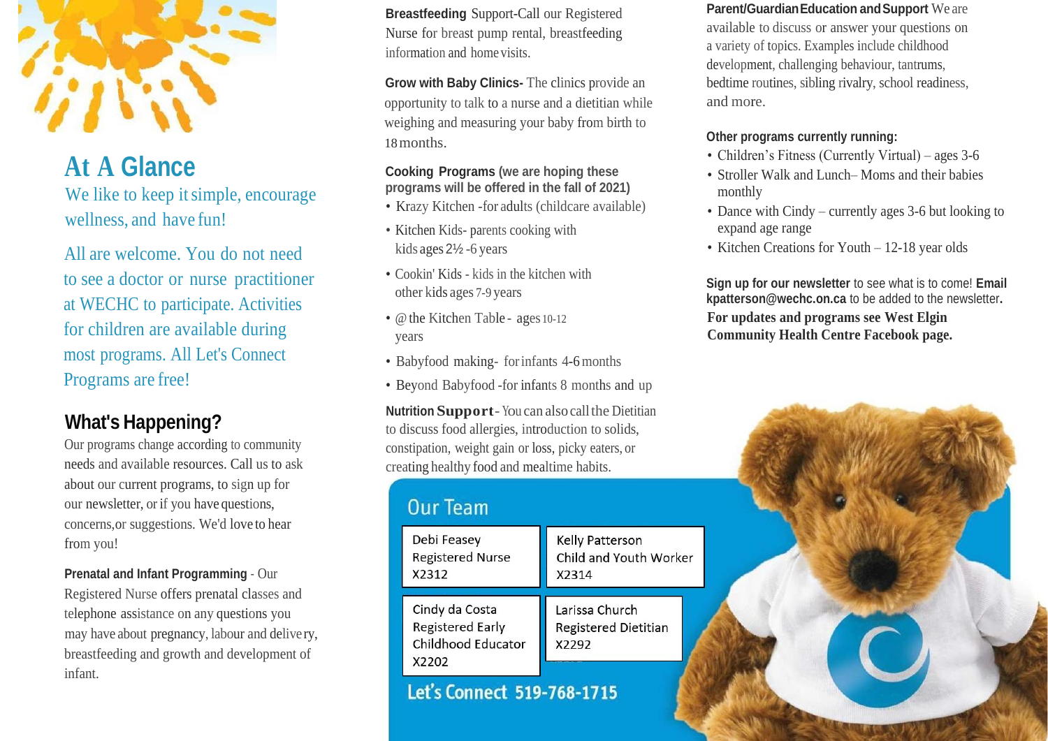## At A Glance

We like to keep it simple, encourage wellness, and have fun!

All are welcome. You do not need to see a doctor or nurse practitioner at WECHC to participate. Activities for children are available during most programs. All Let's Connect Programs are free!

## What's Happening?

Our programs change according to community needs and available resources. Call us to ask about our current programs, to sign up for our newsletter, or if you have questions, concerns,or suggestions. We'd love to hear from you!

**Prenatal and Infant Programming** - Our Registered Nurse offers prenatal classes and telephone assistance on any questions you may have about pregnancy, labour and delivery, breastfeeding and growth and development of infant.

**Breastfeeding** Support-Call our Registered Nurse for breast pump rental, breastfeeding information and home visits.

**Grow with Baby Clinics-** The clinics provide an opportunity to talk to a nurse and a dietitian while weighing and measuring your baby from birth to 18 months.

**Cooking Programs (we are hoping these programs will be offered in the fall of 2021)**

- Krazy Kitchen -for adults (childcare available)
- Kitchen Kids- parents cooking with kids ages 2½ -6 years
- Cookin' Kids - kids in the kitchen with other kids ages 7-9 years
- @ the Kitchen Table - ages 10-12 years
- Babyfood making- for infants 4-6 months
- Beyond Babyfood -for infants 8 months and up

**Nutrition Support** - You can also call the Dietitian to discuss food allergies, introduction to solids, constipation, weight gain or loss, picky eaters, or creating healthy food and mealtime habits.

**Parent/Guardian Education and Support** We are available to discuss or answer your questions on a variety of topics. Examples include childhood development, challenging behaviour, tantrums, bedtime routines, sibling rivalry, school readiness, and more.

**Other programs currently running:**

- Children's Fitness (Currently Virtual) – ages 3-6
- Stroller Walk and Lunch– Moms and their babies monthly
- Dance with Cindy – currently ages 3-6 but looking to expand age range
- Kitchen Creations for Youth – 12-18 year olds

**Sign up for our newsletter** to see what is to come! **Email kpatterson@wechc.on.ca** to be added to the newsletter.

**For updates and programs see West Elgin Community Health Centre Facebook page.**

## Our Team

| | |
|---|---|
| Debi Feasey<br>Registered Nurse<br>X2312 | Kelly Patterson<br>Child and Youth Worker<br>X2314 |
| Cindy da Costa<br>Registered Early Childhood Educator<br>X2202 | Larissa Church<br>Registered Dietitian<br>X2292 |

**Let's Connect 519-768-1715**